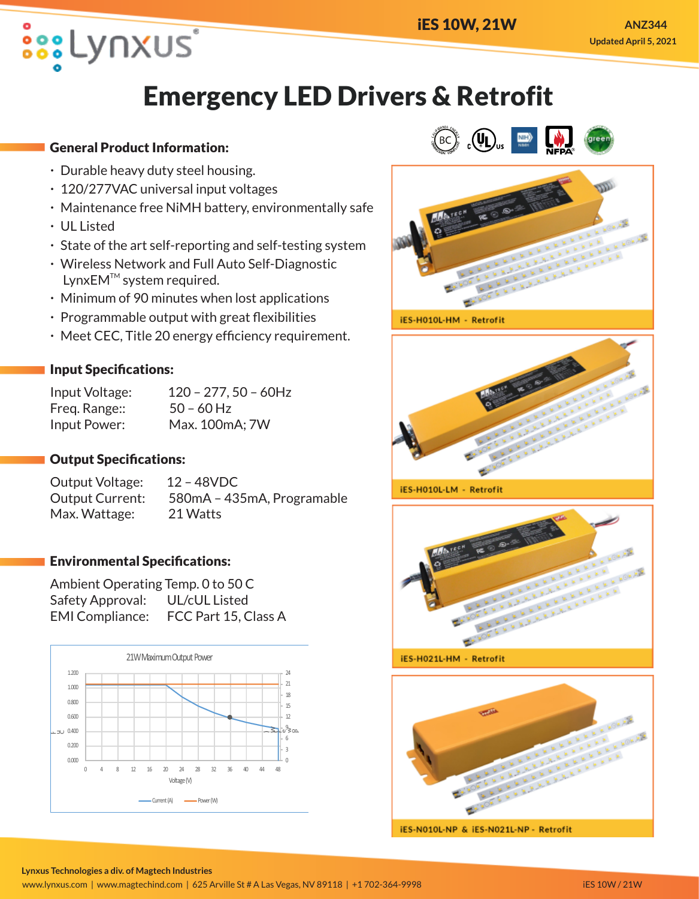iES 10W, 21W

ANZ344
Updated April 5, 2021

# Emergency LED Drivers & Retrofit

## General Product Information:

- Durable heavy duty steel housing.
- 120/277VAC universal input voltages
- Maintenance free NiMH battery, environmentally safe
- UL Listed
- State of the art self-reporting and self-testing system
- Wireless Network and Full Auto Self-Diagnostic LynxEM™ system required.
- Minimum of 90 minutes when lost applications
- Programmable output with great flexibilities
- Meet CEC, Title 20 energy efficiency requirement.

## Input Specifications:

| | |
|---|---|
| Input Voltage: | 120 – 277, 50 – 60Hz |
| Freq. Range:: | 50 – 60 Hz |
| Input Power: | Max. 100mA; 7W |

## Output Specifications:

| | |
|---|---|
| Output Voltage: | 12 – 48VDC |
| Output Current: | 580mA – 435mA, Programable |
| Max. Wattage: | 21 Watts |

## Environmental Specifications:

| | |
|---|---|
| Ambient Operating Temp. | 0 to 50 C |
| Safety Approval: | UL/cUL Listed |
| EMI Compliance: | FCC Part 15, Class A |

21W Maximum Output Power

iES-H010L-HM - Retrofit

iES-H010L-LM - Retrofit

iES-H021L-HM - Retrofit

iES-N010L-NP & iES-N021L-NP - Retrofit

Lynxus Technologies a div. of Magtech Industries
www.lynxus.com | www.magtechind.com | 625 Arville St # A Las Vegas, NV 89118 | +1 702-364-9998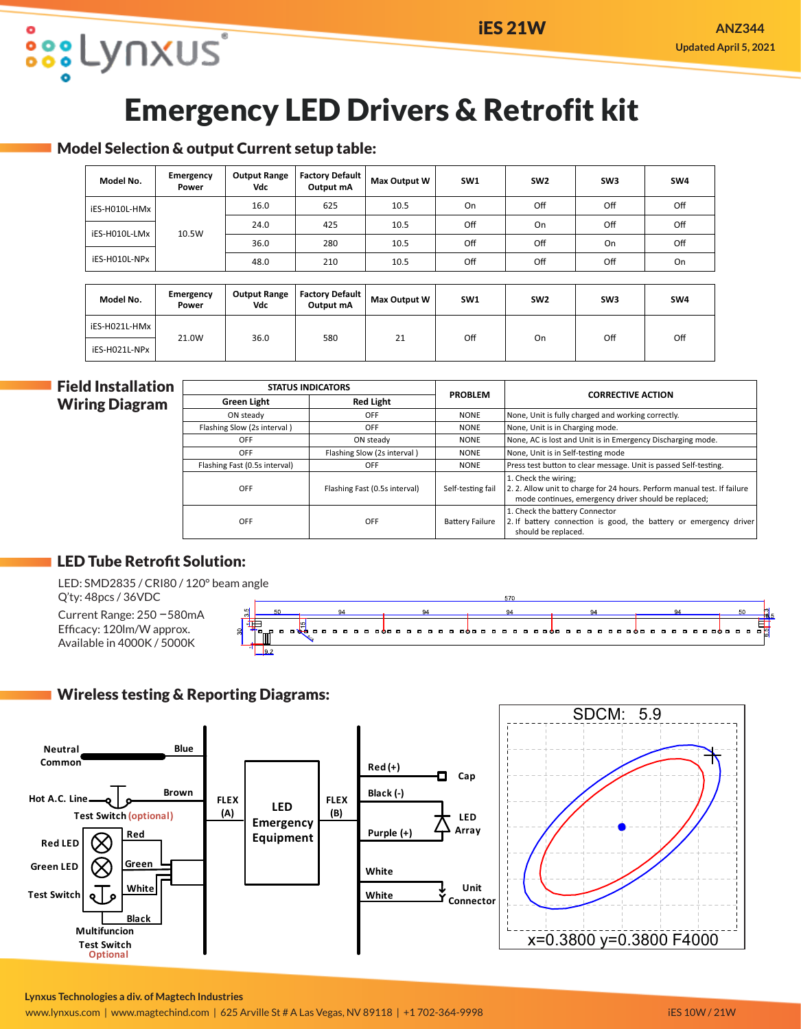# Emergency LED Drivers & Retrofit kit

## Model Selection & output Current setup table:

| Model No. | Emergency Power | Output Range Vdc | Factory Default Output mA | Max Output W | SW1 | SW2 | SW3 | SW4 |
|---|---|---|---|---|---|---|---|---|
| iES-H010L-HMx | 10.5W | 16.0 | 625 | 10.5 | On | Off | Off | Off |
| iES-H010L-LMx | | 24.0 | 425 | 10.5 | Off | On | Off | Off |
| | | 36.0 | 280 | 10.5 | Off | Off | On | Off |
| iES-H010L-NPx | | 48.0 | 210 | 10.5 | Off | Off | Off | On |

| Model No. | Emergency Power | Output Range Vdc | Factory Default Output mA | Max Output W | SW1 | SW2 | SW3 | SW4 |
|---|---|---|---|---|---|---|---|---|
| iES-H021L-HMx | 21.0W | 36.0 | 580 | 21 | Off | On | Off | Off |
| iES-H021L-NPx | | | | | | | | |

## Field Installation Wiring Diagram

| STATUS INDICATORS | | PROBLEM | CORRECTIVE ACTION |
|---|---|---|---|
| Green Light | Red Light | | |
| ON steady | OFF | NONE | None, Unit is fully charged and working correctly. |
| Flashing Slow (2s interval ) | OFF | NONE | None, Unit is in Charging mode. |
| OFF | ON steady | NONE | None, AC is lost and Unit is in Emergency Discharging mode. |
| OFF | Flashing Slow (2s interval ) | NONE | None, Unit is in Self-testing mode |
| Flashing Fast (0.5s interval) | OFF | NONE | Press test button to clear message. Unit is passed Self-testing. |
| OFF | Flashing Fast (0.5s interval) | Self-testing fail | 1. Check the wiring; 2. 2. Allow unit to charge for 24 hours. Perform manual test. If failure mode continues, emergency driver should be replaced; |
| OFF | OFF | Battery Failure | 1. Check the battery Connector 2. If battery connection is good, the battery or emergency driver should be replaced. |

## LED Tube Retrofit Solution:

LED: SMD2835 / CRI80 / 120° beam angle
Q'ty: 48pcs / 36VDC
Current Range: 250 −580mA
Efficacy: 120lm/W approx.
Available in 4000K / 5000K

## Wireless testing & Reporting Diagrams:

SDCM: 5.9

x=0.3800 y=0.3800 F4000

**Lynxus Technologies a div. of Magtech Industries**
www.lynxus.com | www.magtechind.com | 625 Arville St # A Las Vegas, NV 89118 | +1 702-364-9998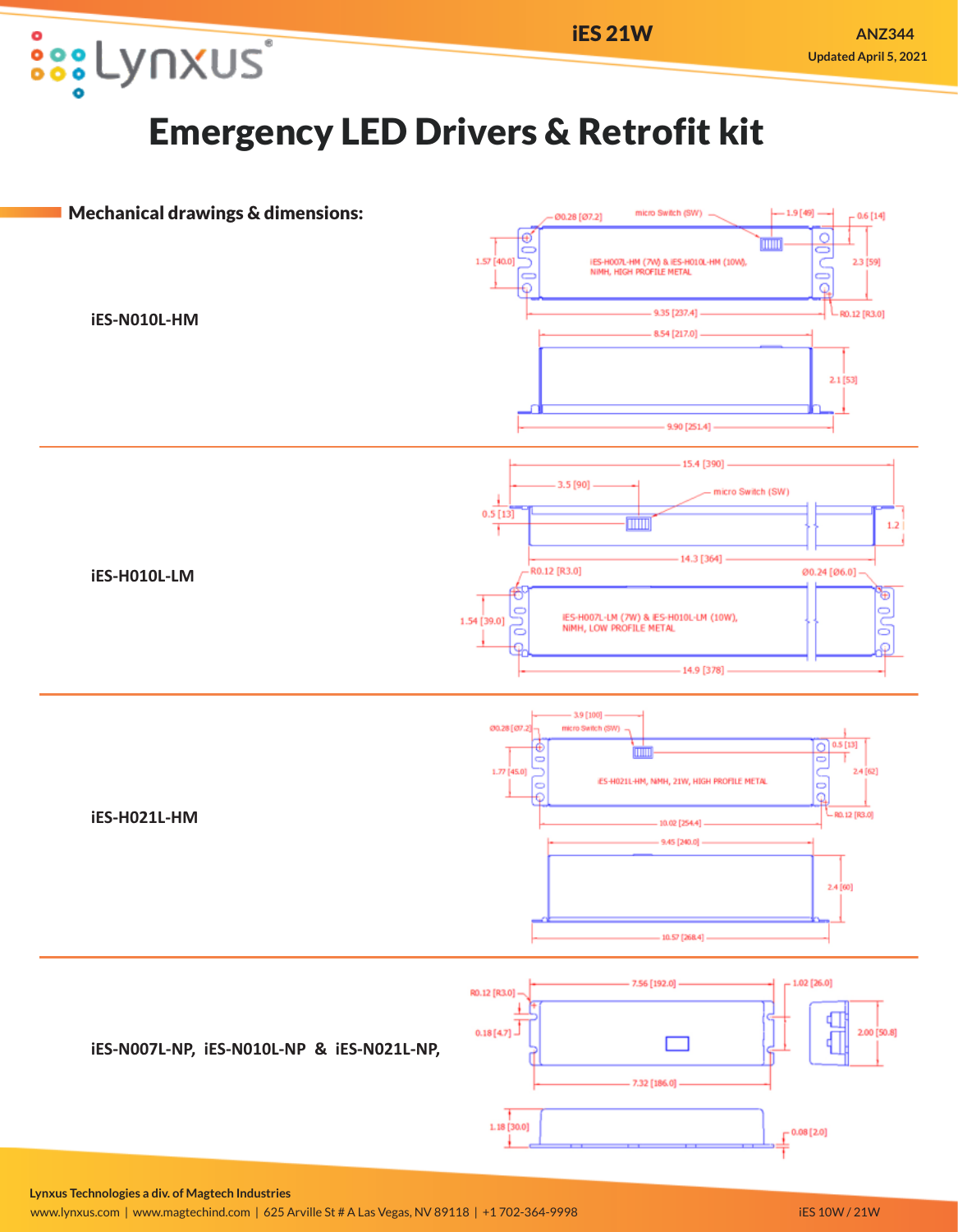# Emergency LED Drivers & Retrofit kit

## Mechanical drawings & dimensions:

**iES-N010L-HM**

Ø0.28 [Ø7.2]
micro Switch (SW)
1.9 [49]
0.6 [14]
1.57 [40.0]
iES-H007L-HM (7W) & iES-H010L-HM (10W), NiMH, HIGH PROFILE METAL
2.3 [59]
9.35 [237.4]
R0.12 [R3.0]
8.54 [217.0]
2.1 [53]
9.90 [251.4]

**iES-H010L-LM**

15.4 [390]
3.5 [90]
micro Switch (SW)
0.5 [13]
1.2
14.3 [364]
R0.12 [R3.0]
Ø0.24 [Ø6.0]
1.54 [39.0]
iES-H007L-LM (7W) & iES-H010L-LM (10W), NiMH, LOW PROFILE METAL
14.9 [378]

**iES-H021L-HM**

3.9 [100]
Ø0.28 [Ø7.2]
micro Switch (SW)
0.5 [13]
1.77 [45.0]
2.4 [62]
iES-H021L-HM, NiMH, 21W, HIGH PROFILE METAL
R0.12 [R3.0]
10.02 [254.4]
9.45 [240.0]
2.4 [60]
10.57 [268.4]

**iES-N007L-NP, iES-N010L-NP & iES-N021L-NP,**

7.56 [192.0]
1.02 [26.0]
R0.12 [R3.0]
0.18 [4.7]
2.00 [50.8]
7.32 [186.0]
1.18 [30.0]
0.08 [2.0]

Lynxus Technologies a div. of Magtech Industries
www.lynxus.com | www.magtechind.com | 625 Arville St # A Las Vegas, NV 89118 | +1 702-364-9998